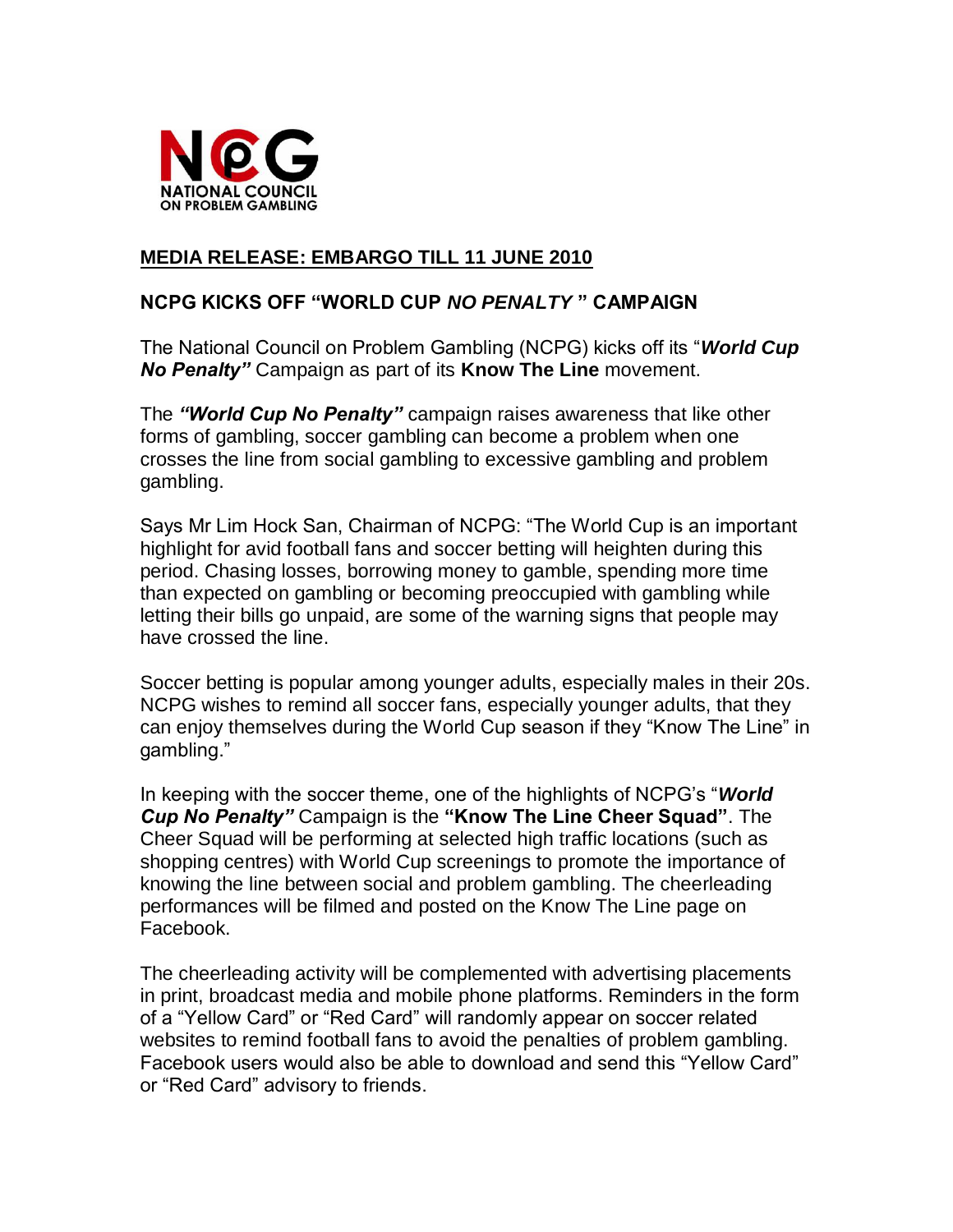NATIONAL COUNCIL ON PROBLEM GAMBLING

**MEDIA RELEASE: EMBARGO TILL 11 JUNE 2010**

## NCPG KICKS OFF "WORLD CUP *NO PENALTY* " CAMPAIGN

The National Council on Problem Gambling (NCPG) kicks off its "***World Cup No Penalty"*** Campaign as part of its **Know The Line** movement.

The ***"World Cup No Penalty"*** campaign raises awareness that like other forms of gambling, soccer gambling can become a problem when one crosses the line from social gambling to excessive gambling and problem gambling.

Says Mr Lim Hock San, Chairman of NCPG: "The World Cup is an important highlight for avid football fans and soccer betting will heighten during this period. Chasing losses, borrowing money to gamble, spending more time than expected on gambling or becoming preoccupied with gambling while letting their bills go unpaid, are some of the warning signs that people may have crossed the line.

Soccer betting is popular among younger adults, especially males in their 20s. NCPG wishes to remind all soccer fans, especially younger adults, that they can enjoy themselves during the World Cup season if they "Know The Line" in gambling."

In keeping with the soccer theme, one of the highlights of NCPG's "***World Cup No Penalty"*** Campaign is the **"Know The Line Cheer Squad"**. The Cheer Squad will be performing at selected high traffic locations (such as shopping centres) with World Cup screenings to promote the importance of knowing the line between social and problem gambling. The cheerleading performances will be filmed and posted on the Know The Line page on Facebook.

The cheerleading activity will be complemented with advertising placements in print, broadcast media and mobile phone platforms. Reminders in the form of a "Yellow Card" or "Red Card" will randomly appear on soccer related websites to remind football fans to avoid the penalties of problem gambling. Facebook users would also be able to download and send this "Yellow Card" or "Red Card" advisory to friends.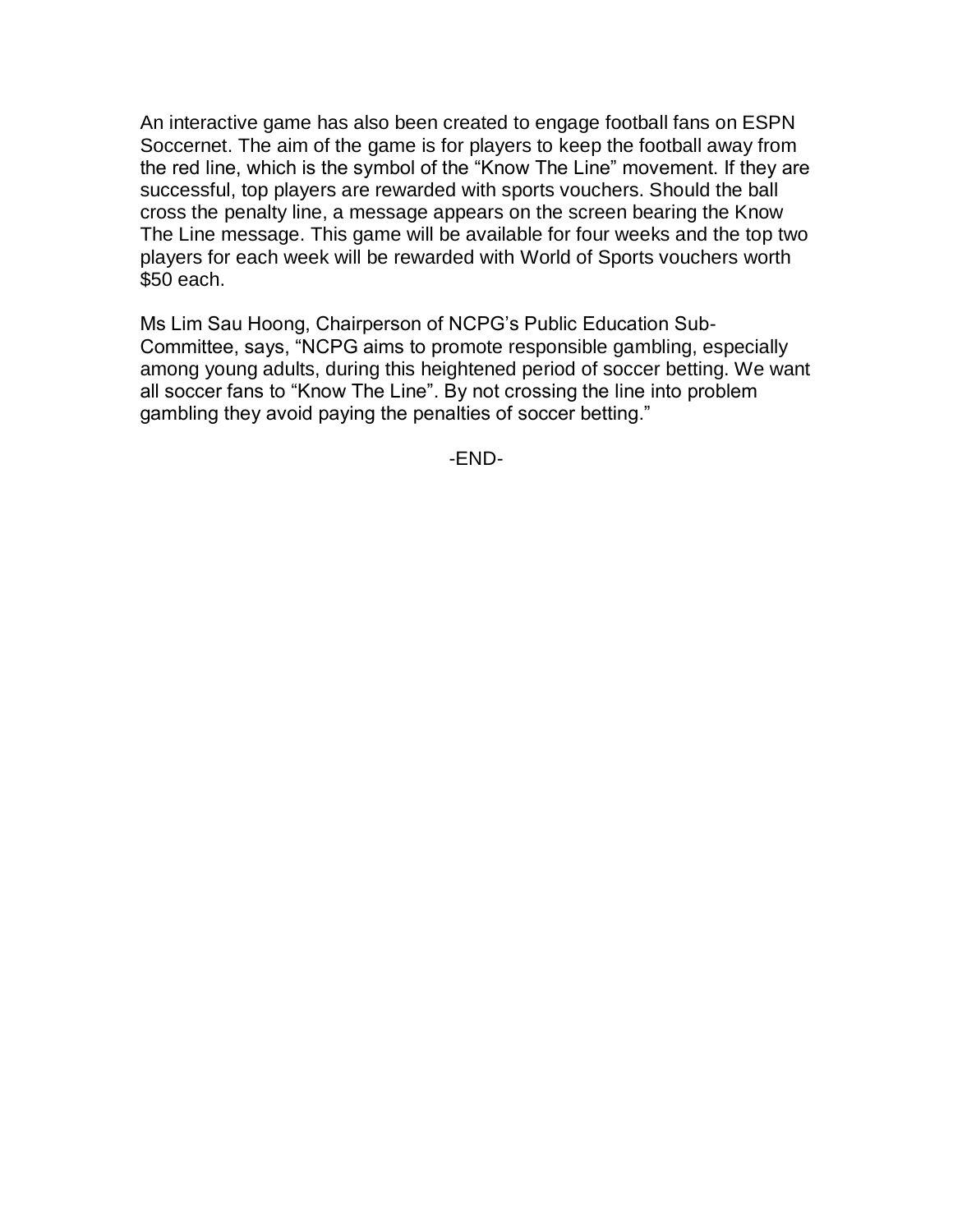An interactive game has also been created to engage football fans on ESPN Soccernet. The aim of the game is for players to keep the football away from the red line, which is the symbol of the "Know The Line" movement. If they are successful, top players are rewarded with sports vouchers. Should the ball cross the penalty line, a message appears on the screen bearing the Know The Line message. This game will be available for four weeks and the top two players for each week will be rewarded with World of Sports vouchers worth $50 each.

Ms Lim Sau Hoong, Chairperson of NCPG's Public Education Sub-Committee, says, "NCPG aims to promote responsible gambling, especially among young adults, during this heightened period of soccer betting. We want all soccer fans to "Know The Line". By not crossing the line into problem gambling they avoid paying the penalties of soccer betting."

-END-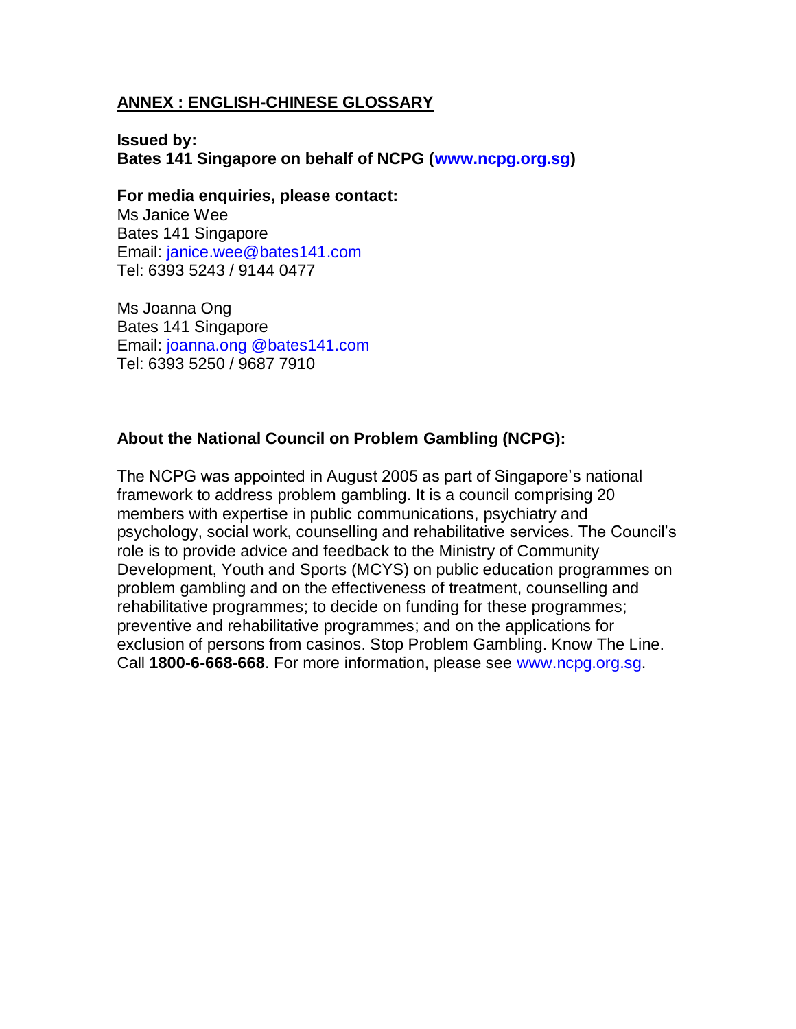**ANNEX : ENGLISH-CHINESE GLOSSARY**

**Issued by:**
**Bates 141 Singapore on behalf of NCPG (www.ncpg.org.sg)**

**For media enquiries, please contact:**
Ms Janice Wee
Bates 141 Singapore
Email: janice.wee@bates141.com
Tel: 6393 5243 / 9144 0477

Ms Joanna Ong
Bates 141 Singapore
Email: joanna.ong @bates141.com
Tel: 6393 5250 / 9687 7910

**About the National Council on Problem Gambling (NCPG):**

The NCPG was appointed in August 2005 as part of Singapore's national framework to address problem gambling. It is a council comprising 20 members with expertise in public communications, psychiatry and psychology, social work, counselling and rehabilitative services. The Council's role is to provide advice and feedback to the Ministry of Community Development, Youth and Sports (MCYS) on public education programmes on problem gambling and on the effectiveness of treatment, counselling and rehabilitative programmes; to decide on funding for these programmes; preventive and rehabilitative programmes; and on the applications for exclusion of persons from casinos. Stop Problem Gambling. Know The Line. Call **1800-6-668-668**. For more information, please see www.ncpg.org.sg.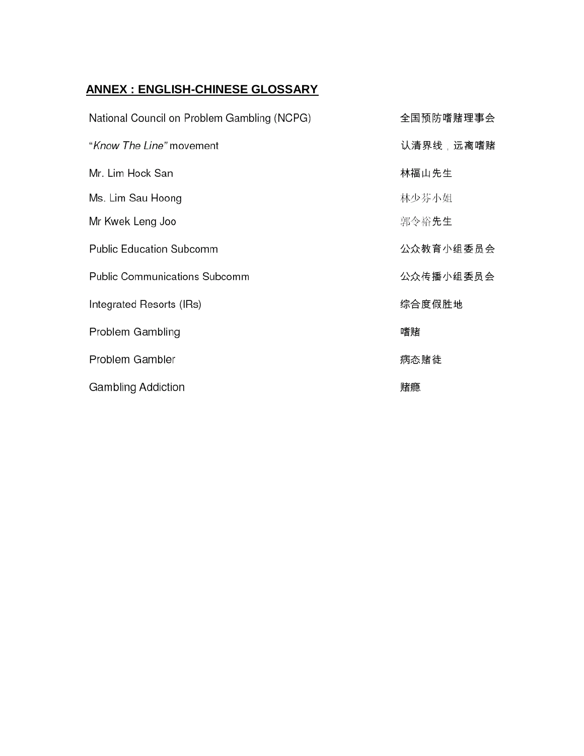## ANNEX : ENGLISH-CHINESE GLOSSARY

| | |
|---|---|
| National Council on Problem Gambling (NCPG) | 全国预防嗜赌理事会 |
| "*Know The Line*" movement | 认清界线，远离嗜赌 |
| Mr. Lim Hock San | 林福山先生 |
| Ms. Lim Sau Hoong | 林少芬小姐 |
| Mr Kwek Leng Joo | 郭令裕先生 |
| Public Education Subcomm | 公众教育小组委员会 |
| Public Communications Subcomm | 公众传播小组委员会 |
| Integrated Resorts (IRs) | 综合度假胜地 |
| Problem Gambling | 嗜赌 |
| Problem Gambler | 病态赌徒 |
| Gambling Addiction | 赌瘾 |